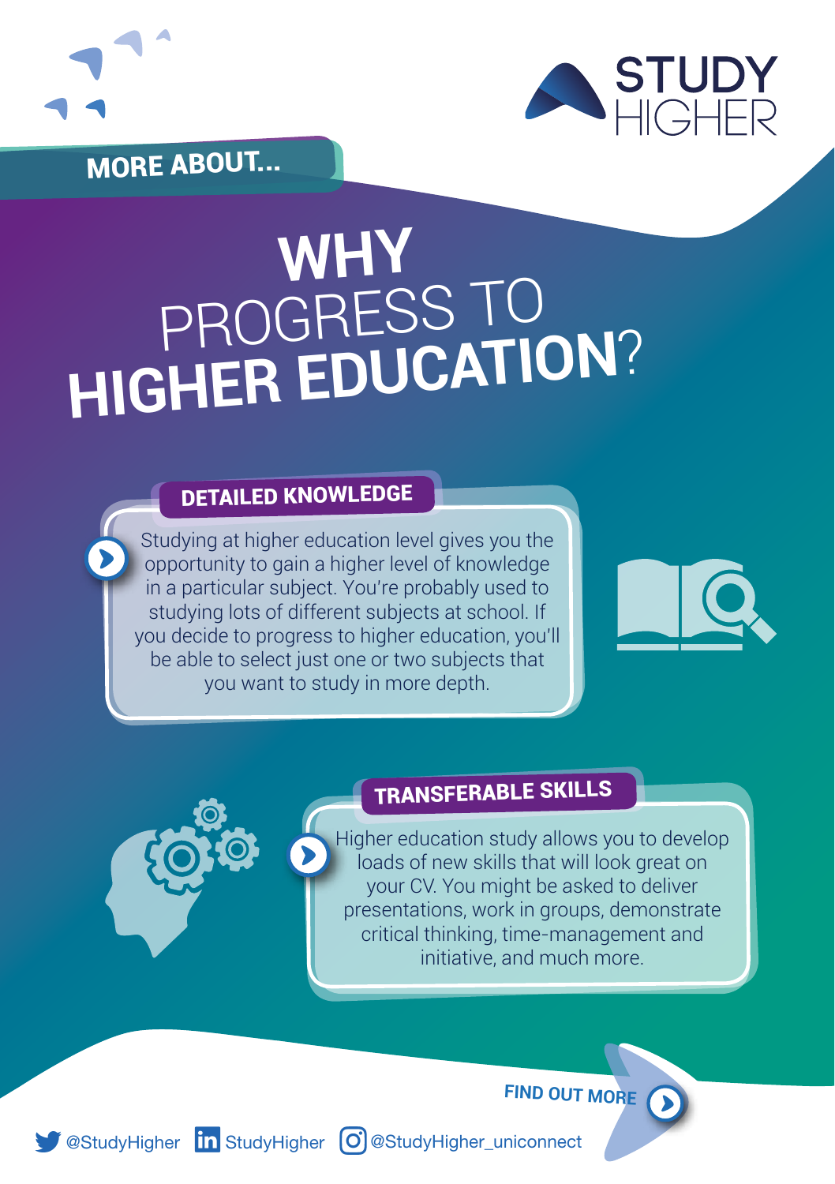STUDY HIGHER

MORE ABOUT...

# WHY PROGRESS TO HIGHER EDUCATION?

## DETAILED KNOWLEDGE

Studying at higher education level gives you the opportunity to gain a higher level of knowledge in a particular subject. You're probably used to studying lots of different subjects at school. If you decide to progress to higher education, you'll be able to select just one or two subjects that you want to study in more depth.

## TRANSFERABLE SKILLS

Higher education study allows you to develop loads of new skills that will look great on your CV. You might be asked to deliver presentations, work in groups, demonstrate critical thinking, time-management and initiative, and much more.

FIND OUT MORE

@StudyHigher StudyHigher @StudyHigher_uniconnect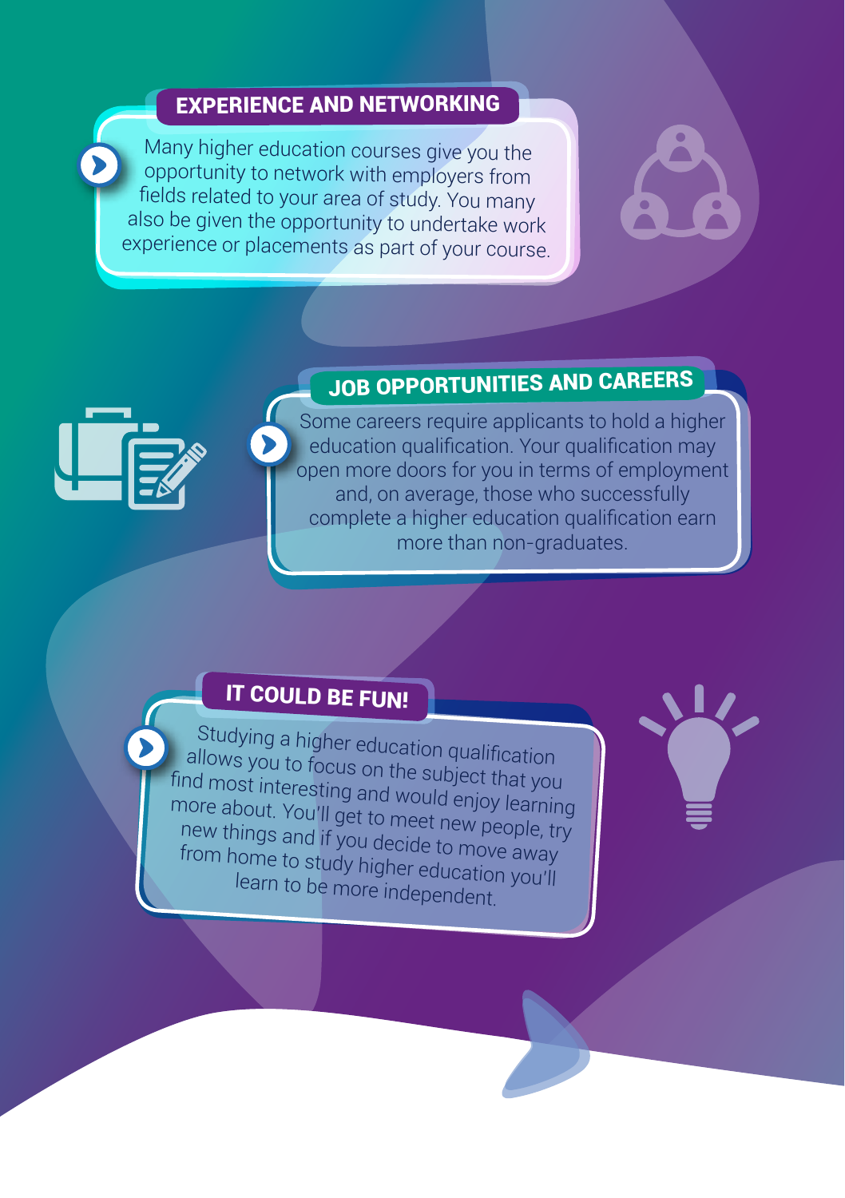## EXPERIENCE AND NETWORKING

Many higher education courses give you the opportunity to network with employers from fields related to your area of study. You many also be given the opportunity to undertake work experience or placements as part of your course.

## JOB OPPORTUNITIES AND CAREERS

Some careers require applicants to hold a higher education qualification. Your qualification may open more doors for you in terms of employment and, on average, those who successfully complete a higher education qualification earn more than non-graduates.

## IT COULD BE FUN!

Studying a higher education qualification allows you to focus on the subject that you find most interesting and would enjoy learning more about. You'll get to meet new people, try new things and if you decide to move away from home to study higher education you'll learn to be more independent.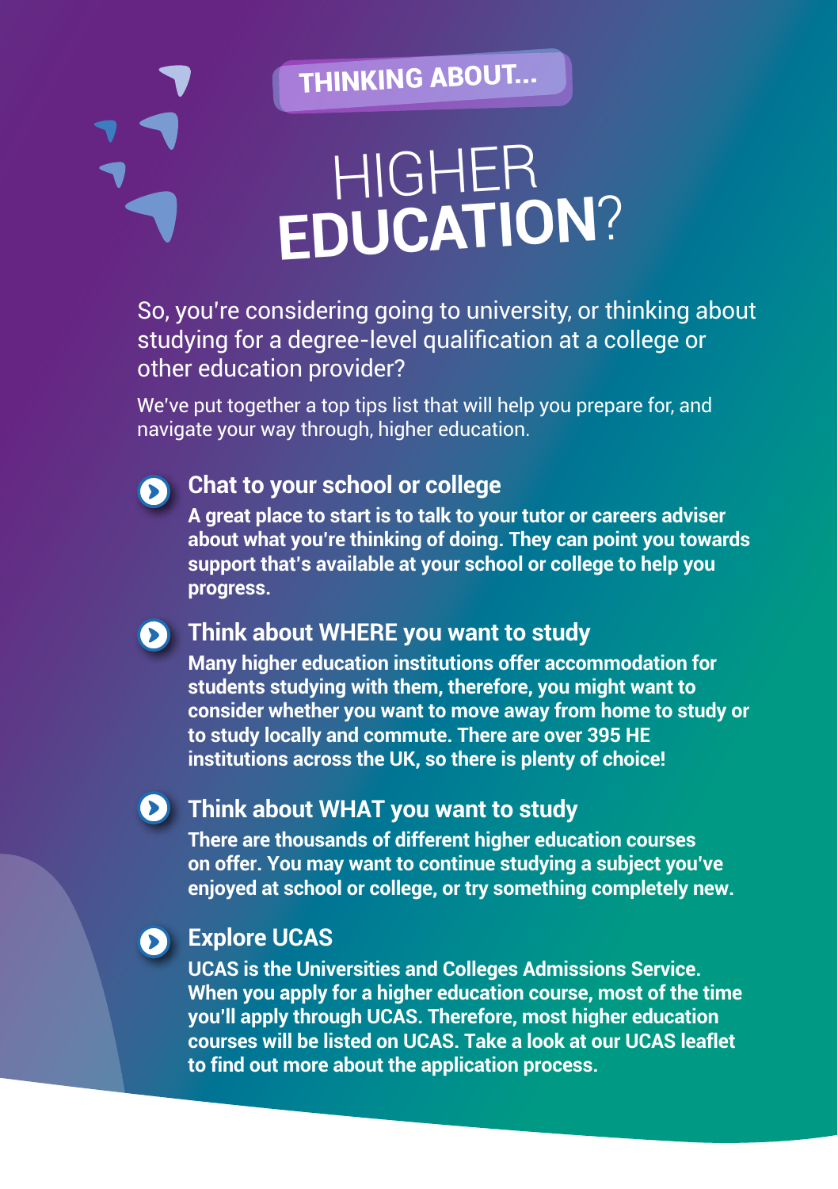THINKING ABOUT...

# HIGHER **EDUCATION**?

So, you're considering going to university, or thinking about studying for a degree-level qualification at a college or other education provider?

We've put together a top tips list that will help you prepare for, and navigate your way through, higher education.

## Chat to your school or college

**A great place to start is to talk to your tutor or careers adviser about what you're thinking of doing. They can point you towards support that's available at your school or college to help you progress.**

## Think about WHERE you want to study

**Many higher education institutions offer accommodation for students studying with them, therefore, you might want to consider whether you want to move away from home to study or to study locally and commute. There are over 395 HE institutions across the UK, so there is plenty of choice!**

## Think about WHAT you want to study

**There are thousands of different higher education courses on offer. You may want to continue studying a subject you've enjoyed at school or college, or try something completely new.**

## Explore UCAS

**UCAS is the Universities and Colleges Admissions Service. When you apply for a higher education course, most of the time you'll apply through UCAS. Therefore, most higher education courses will be listed on UCAS. Take a look at our UCAS leaflet to find out more about the application process.**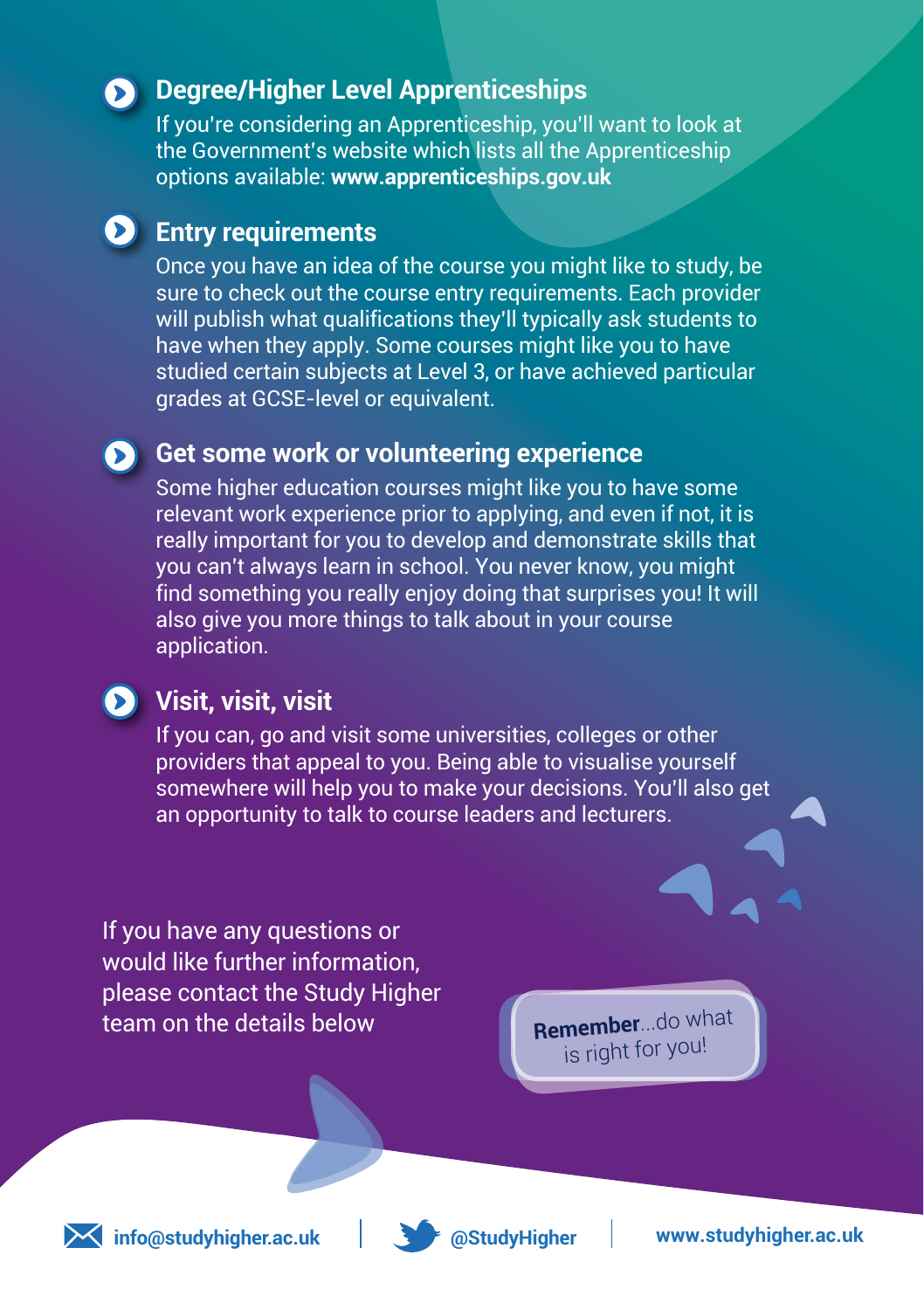## Degree/Higher Level Apprenticeships

If you're considering an Apprenticeship, you'll want to look at the Government's website which lists all the Apprenticeship options available: **www.apprenticeships.gov.uk**

## Entry requirements

Once you have an idea of the course you might like to study, be sure to check out the course entry requirements. Each provider will publish what qualifications they'll typically ask students to have when they apply. Some courses might like you to have studied certain subjects at Level 3, or have achieved particular grades at GCSE-level or equivalent.

## Get some work or volunteering experience

Some higher education courses might like you to have some relevant work experience prior to applying, and even if not, it is really important for you to develop and demonstrate skills that you can't always learn in school. You never know, you might find something you really enjoy doing that surprises you! It will also give you more things to talk about in your course application.

## Visit, visit, visit

If you can, go and visit some universities, colleges or other providers that appeal to you. Being able to visualise yourself somewhere will help you to make your decisions. You'll also get an opportunity to talk to course leaders and lecturers.

If you have any questions or would like further information, please contact the Study Higher team on the details below

**Remember**...do what is right for you!

**info@studyhigher.ac.uk** | **@StudyHigher** | **www.studyhigher.ac.uk**